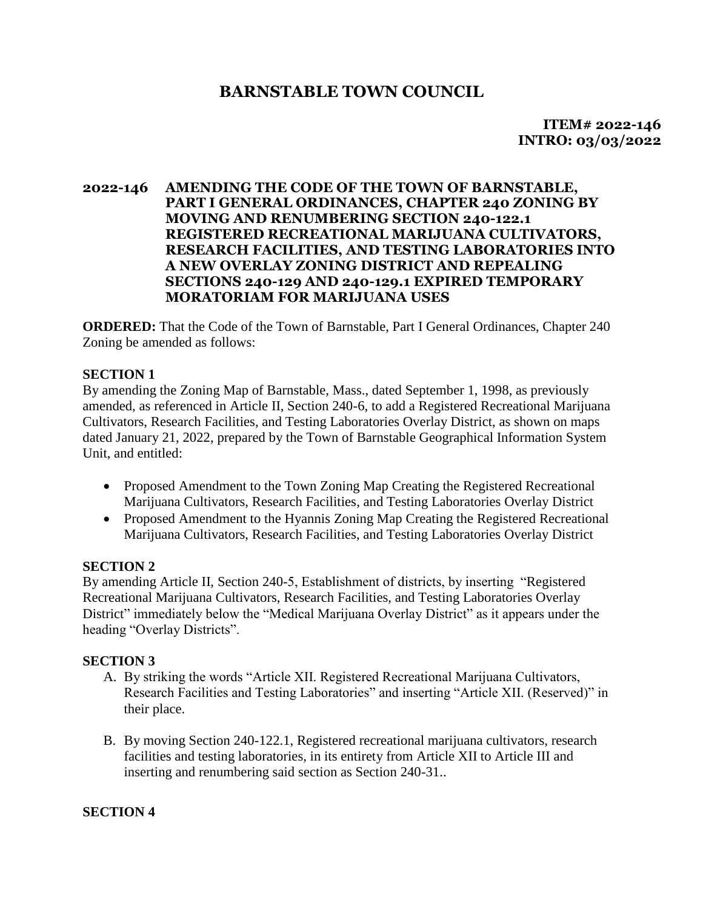# BARNSTABLE TOWN COUNCIL

**ITEM# 2022-146**
**INTRO: 03/03/2022**

## 2022-146 AMENDING THE CODE OF THE TOWN OF BARNSTABLE, PART I GENERAL ORDINANCES, CHAPTER 240 ZONING BY MOVING AND RENUMBERING SECTION 240-122.1 REGISTERED RECREATIONAL MARIJUANA CULTIVATORS, RESEARCH FACILITIES, AND TESTING LABORATORIES INTO A NEW OVERLAY ZONING DISTRICT AND REPEALING SECTIONS 240-129 AND 240-129.1 EXPIRED TEMPORARY MORATORIAM FOR MARIJUANA USES

**ORDERED:** That the Code of the Town of Barnstable, Part I General Ordinances, Chapter 240 Zoning be amended as follows:

**SECTION 1**

By amending the Zoning Map of Barnstable, Mass., dated September 1, 1998, as previously amended, as referenced in Article II, Section 240-6, to add a Registered Recreational Marijuana Cultivators, Research Facilities, and Testing Laboratories Overlay District, as shown on maps dated January 21, 2022, prepared by the Town of Barnstable Geographical Information System Unit, and entitled:

- Proposed Amendment to the Town Zoning Map Creating the Registered Recreational Marijuana Cultivators, Research Facilities, and Testing Laboratories Overlay District
- Proposed Amendment to the Hyannis Zoning Map Creating the Registered Recreational Marijuana Cultivators, Research Facilities, and Testing Laboratories Overlay District

**SECTION 2**

By amending Article II, Section 240-5, Establishment of districts, by inserting "Registered Recreational Marijuana Cultivators, Research Facilities, and Testing Laboratories Overlay District" immediately below the "Medical Marijuana Overlay District" as it appears under the heading "Overlay Districts".

**SECTION 3**

A. By striking the words "Article XII. Registered Recreational Marijuana Cultivators, Research Facilities and Testing Laboratories" and inserting "Article XII. (Reserved)" in their place.

B. By moving Section 240-122.1, Registered recreational marijuana cultivators, research facilities and testing laboratories, in its entirety from Article XII to Article III and inserting and renumbering said section as Section 240-31..

**SECTION 4**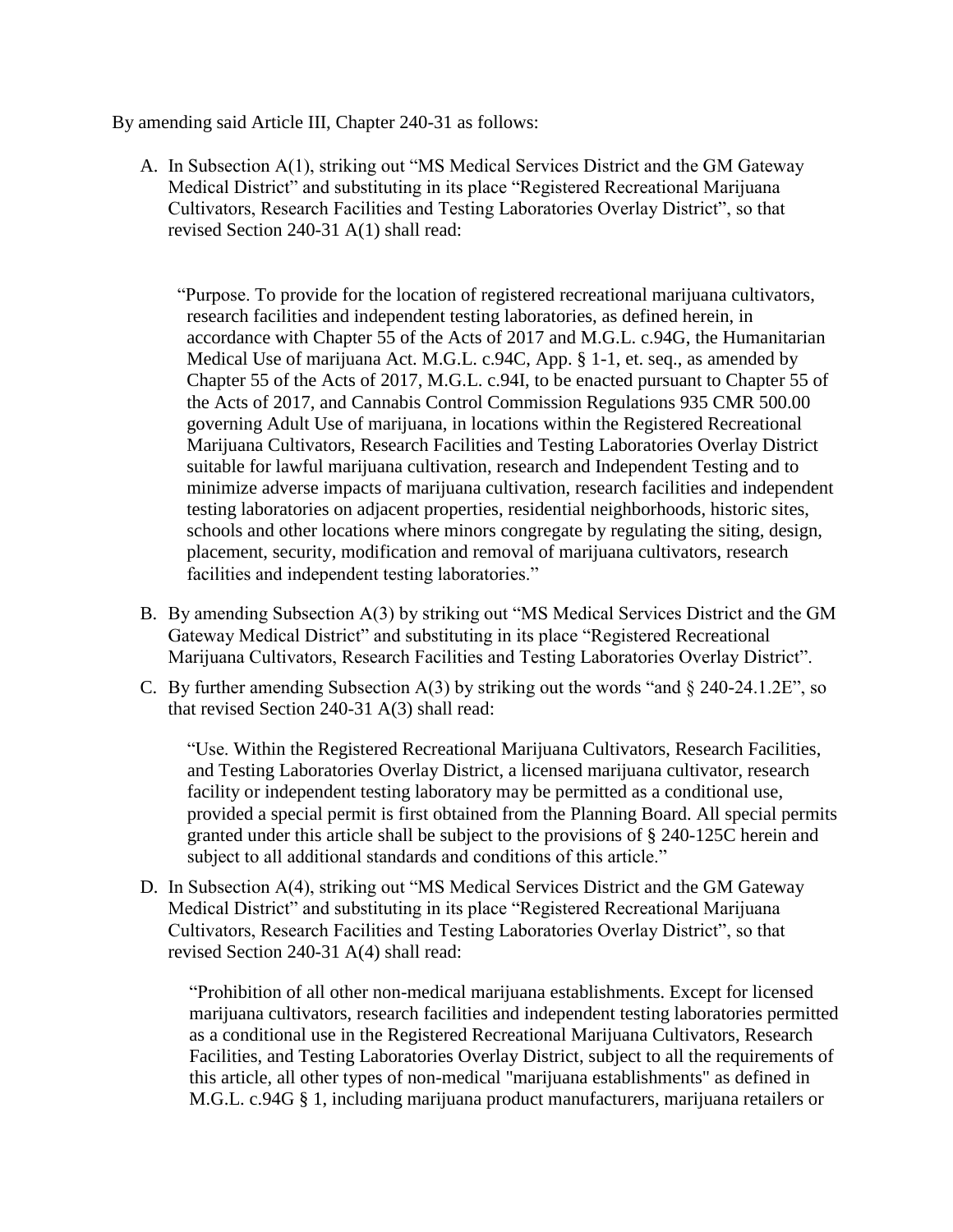By amending said Article III, Chapter 240-31 as follows:

A. In Subsection A(1), striking out "MS Medical Services District and the GM Gateway Medical District" and substituting in its place "Registered Recreational Marijuana Cultivators, Research Facilities and Testing Laboratories Overlay District", so that revised Section 240-31 A(1) shall read:

   "Purpose. To provide for the location of registered recreational marijuana cultivators, research facilities and independent testing laboratories, as defined herein, in accordance with Chapter 55 of the Acts of 2017 and M.G.L. c.94G, the Humanitarian Medical Use of marijuana Act. M.G.L. c.94C, App. § 1-1, et. seq., as amended by Chapter 55 of the Acts of 2017, M.G.L. c.94I, to be enacted pursuant to Chapter 55 of the Acts of 2017, and Cannabis Control Commission Regulations 935 CMR 500.00 governing Adult Use of marijuana, in locations within the Registered Recreational Marijuana Cultivators, Research Facilities and Testing Laboratories Overlay District suitable for lawful marijuana cultivation, research and Independent Testing and to minimize adverse impacts of marijuana cultivation, research facilities and independent testing laboratories on adjacent properties, residential neighborhoods, historic sites, schools and other locations where minors congregate by regulating the siting, design, placement, security, modification and removal of marijuana cultivators, research facilities and independent testing laboratories."

B. By amending Subsection A(3) by striking out "MS Medical Services District and the GM Gateway Medical District" and substituting in its place "Registered Recreational Marijuana Cultivators, Research Facilities and Testing Laboratories Overlay District".

C. By further amending Subsection A(3) by striking out the words "and § 240-24.1.2E", so that revised Section 240-31 A(3) shall read:

   "Use. Within the Registered Recreational Marijuana Cultivators, Research Facilities, and Testing Laboratories Overlay District, a licensed marijuana cultivator, research facility or independent testing laboratory may be permitted as a conditional use, provided a special permit is first obtained from the Planning Board. All special permits granted under this article shall be subject to the provisions of § 240-125C herein and subject to all additional standards and conditions of this article."

D. In Subsection A(4), striking out "MS Medical Services District and the GM Gateway Medical District" and substituting in its place "Registered Recreational Marijuana Cultivators, Research Facilities and Testing Laboratories Overlay District", so that revised Section 240-31 A(4) shall read:

   "Prohibition of all other non-medical marijuana establishments. Except for licensed marijuana cultivators, research facilities and independent testing laboratories permitted as a conditional use in the Registered Recreational Marijuana Cultivators, Research Facilities, and Testing Laboratories Overlay District, subject to all the requirements of this article, all other types of non-medical "marijuana establishments" as defined in M.G.L. c.94G § 1, including marijuana product manufacturers, marijuana retailers or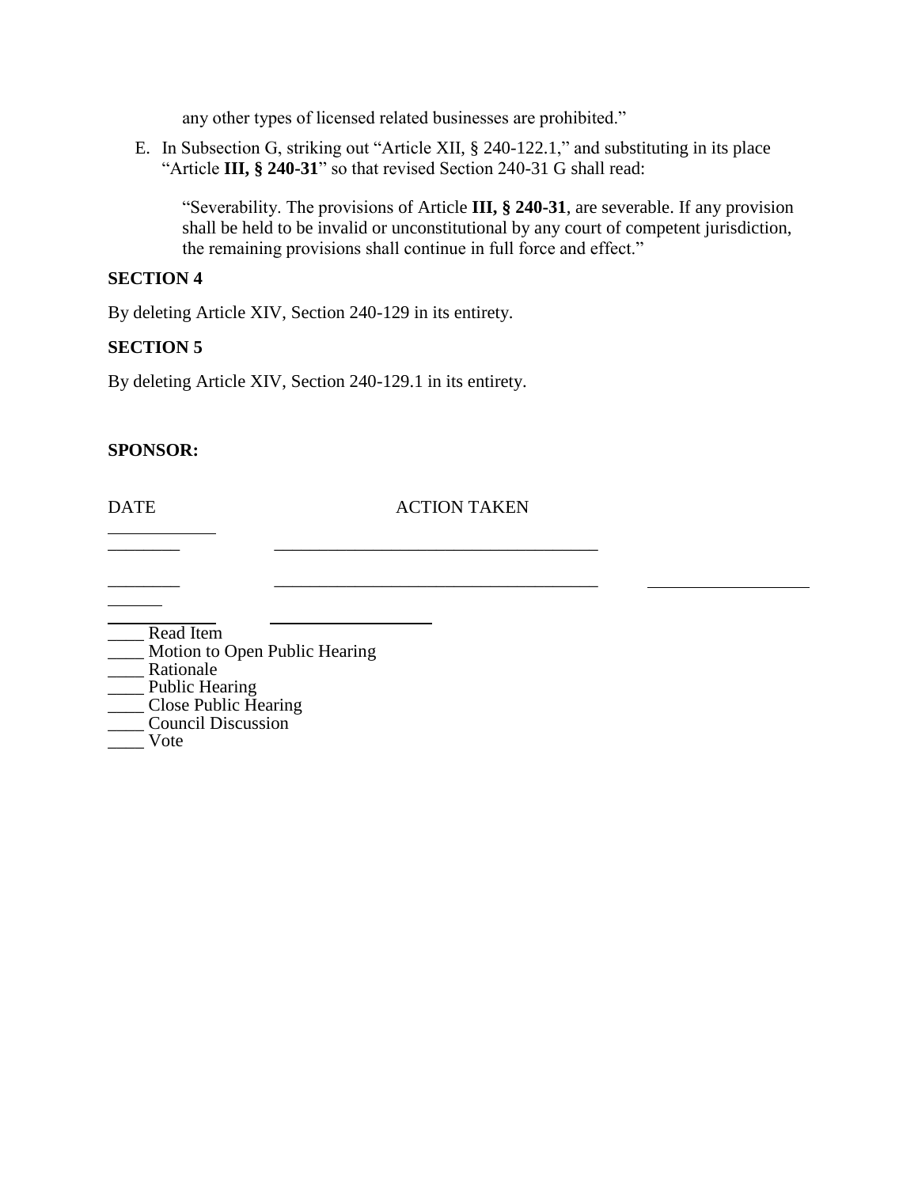any other types of licensed related businesses are prohibited."

E. In Subsection G, striking out "Article XII, § 240-122.1," and substituting in its place "Article **III, § 240-31**" so that revised Section 240-31 G shall read:

> "Severability. The provisions of Article **III, § 240-31**, are severable. If any provision shall be held to be invalid or unconstitutional by any court of competent jurisdiction, the remaining provisions shall continue in full force and effect."

**SECTION 4**

By deleting Article XIV, Section 240-129 in its entirety.

**SECTION 5**

By deleting Article XIV, Section 240-129.1 in its entirety.

**SPONSOR:**

| DATE | ACTION TAKEN |
|---|---|
| ________ | ____________________________________ |
| ________ | ____________________________________ |

____ Read Item
____ Motion to Open Public Hearing
____ Rationale
____ Public Hearing
____ Close Public Hearing
____ Council Discussion
____ Vote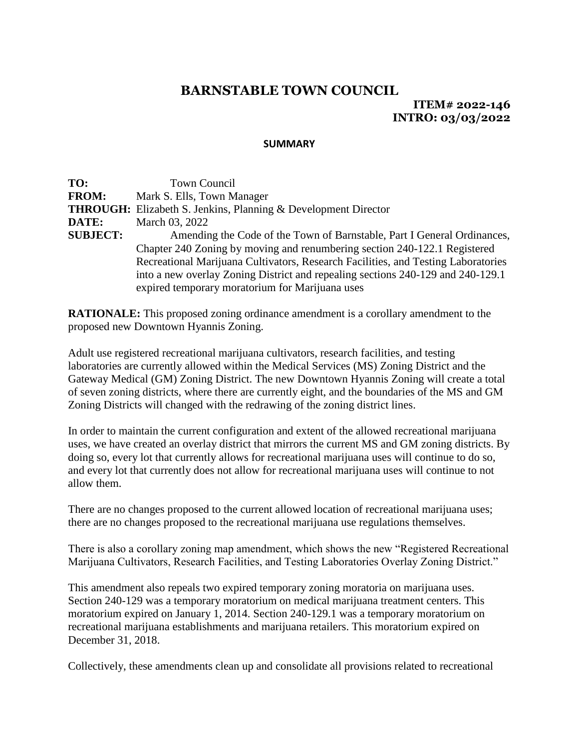# BARNSTABLE TOWN COUNCIL

**ITEM# 2022-146**
**INTRO: 03/03/2022**

**SUMMARY**

**TO:** Town Council
**FROM:** Mark S. Ells, Town Manager
**THROUGH:** Elizabeth S. Jenkins, Planning & Development Director
**DATE:** March 03, 2022
**SUBJECT:** Amending the Code of the Town of Barnstable, Part I General Ordinances, Chapter 240 Zoning by moving and renumbering section 240-122.1 Registered Recreational Marijuana Cultivators, Research Facilities, and Testing Laboratories into a new overlay Zoning District and repealing sections 240-129 and 240-129.1 expired temporary moratorium for Marijuana uses

**RATIONALE:** This proposed zoning ordinance amendment is a corollary amendment to the proposed new Downtown Hyannis Zoning.

Adult use registered recreational marijuana cultivators, research facilities, and testing laboratories are currently allowed within the Medical Services (MS) Zoning District and the Gateway Medical (GM) Zoning District. The new Downtown Hyannis Zoning will create a total of seven zoning districts, where there are currently eight, and the boundaries of the MS and GM Zoning Districts will changed with the redrawing of the zoning district lines.

In order to maintain the current configuration and extent of the allowed recreational marijuana uses, we have created an overlay district that mirrors the current MS and GM zoning districts. By doing so, every lot that currently allows for recreational marijuana uses will continue to do so, and every lot that currently does not allow for recreational marijuana uses will continue to not allow them.

There are no changes proposed to the current allowed location of recreational marijuana uses; there are no changes proposed to the recreational marijuana use regulations themselves.

There is also a corollary zoning map amendment, which shows the new "Registered Recreational Marijuana Cultivators, Research Facilities, and Testing Laboratories Overlay Zoning District."

This amendment also repeals two expired temporary zoning moratoria on marijuana uses. Section 240-129 was a temporary moratorium on medical marijuana treatment centers. This moratorium expired on January 1, 2014. Section 240-129.1 was a temporary moratorium on recreational marijuana establishments and marijuana retailers. This moratorium expired on December 31, 2018.

Collectively, these amendments clean up and consolidate all provisions related to recreational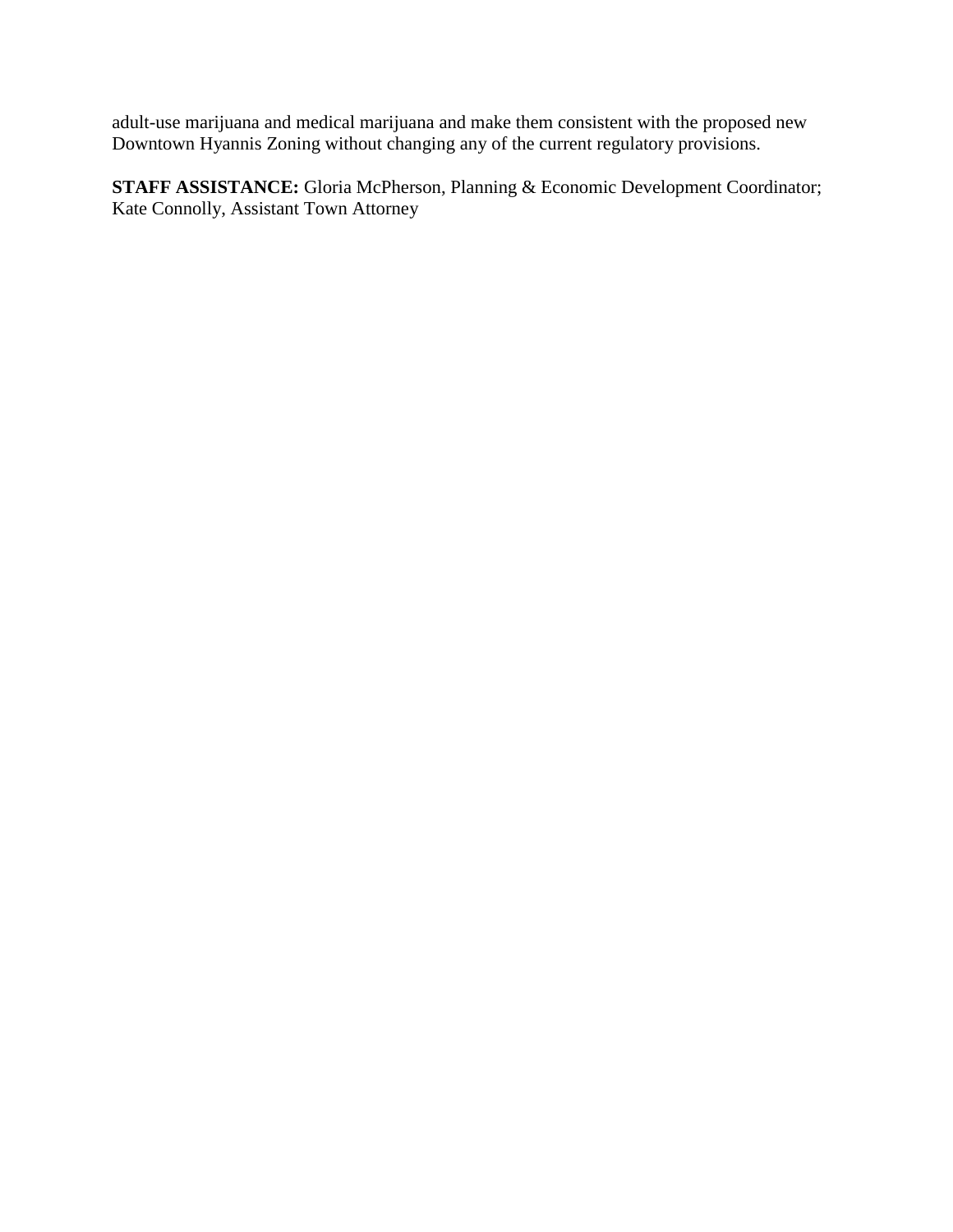adult-use marijuana and medical marijuana and make them consistent with the proposed new Downtown Hyannis Zoning without changing any of the current regulatory provisions.

**STAFF ASSISTANCE:** Gloria McPherson, Planning & Economic Development Coordinator; Kate Connolly, Assistant Town Attorney